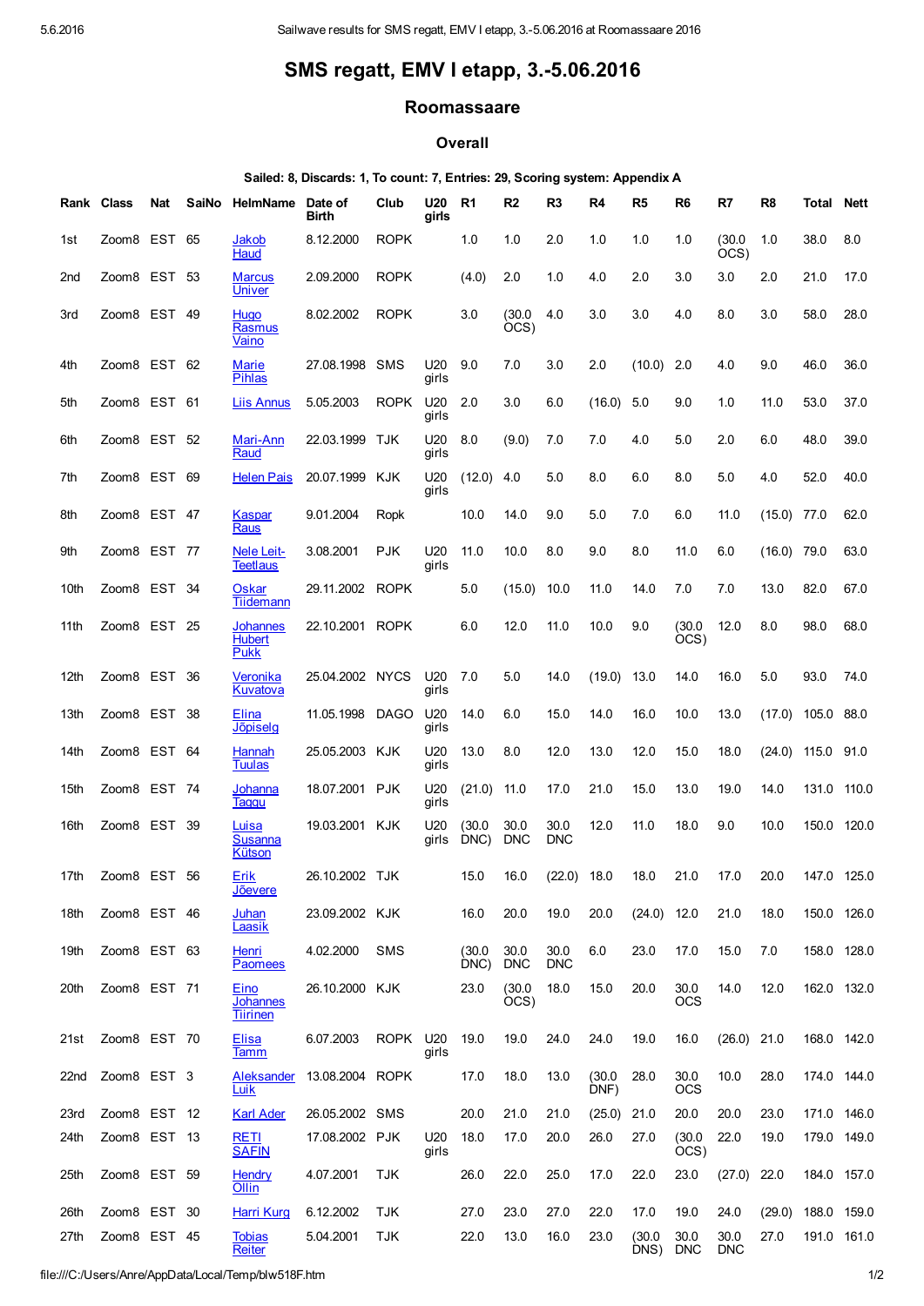# SMS regatt, EMV I etapp, 3.-5.06.2016

## Roomassaare

### Overall

**Sailed: 8, Discards: 1, To count: 7, Entries: 29, Scoring system: Appendix A**

| Rank | Class | Nat | SaiNo | HelmName | Date of Birth | Club | U20 girls | R1 | R2 | R3 | R4 | R5 | R6 | R7 | R8 | Total | Nett |
|---|---|---|---|---|---|---|---|---|---|---|---|---|---|---|---|---|---|
| 1st | Zoom8 | EST | 65 | Jakob Haud | 8.12.2000 | ROPK | | 1.0 | 1.0 | 2.0 | 1.0 | 1.0 | 1.0 | (30.0 OCS) | 1.0 | 38.0 | 8.0 |
| 2nd | Zoom8 | EST | 53 | Marcus Univer | 2.09.2000 | ROPK | | (4.0) | 2.0 | 1.0 | 4.0 | 2.0 | 3.0 | 3.0 | 2.0 | 21.0 | 17.0 |
| 3rd | Zoom8 | EST | 49 | Hugo Rasmus Vaino | 8.02.2002 | ROPK | | 3.0 | (30.0 OCS) | 4.0 | 3.0 | 3.0 | 4.0 | 8.0 | 3.0 | 58.0 | 28.0 |
| 4th | Zoom8 | EST | 62 | Marie Pihlas | 27.08.1998 | SMS | U20 girls | 9.0 | 7.0 | 3.0 | 2.0 | (10.0) | 2.0 | 4.0 | 9.0 | 46.0 | 36.0 |
| 5th | Zoom8 | EST | 61 | Liis Annus | 5.05.2003 | ROPK | U20 girls | 2.0 | 3.0 | 6.0 | (16.0) | 5.0 | 9.0 | 1.0 | 11.0 | 53.0 | 37.0 |
| 6th | Zoom8 | EST | 52 | Mari-Ann Raud | 22.03.1999 | TJK | U20 girls | 8.0 | (9.0) | 7.0 | 7.0 | 4.0 | 5.0 | 2.0 | 6.0 | 48.0 | 39.0 |
| 7th | Zoom8 | EST | 69 | Helen Pais | 20.07.1999 | KJK | U20 girls | (12.0) | 4.0 | 5.0 | 8.0 | 6.0 | 8.0 | 5.0 | 4.0 | 52.0 | 40.0 |
| 8th | Zoom8 | EST | 47 | Kaspar Raus | 9.01.2004 | Ropk | | 10.0 | 14.0 | 9.0 | 5.0 | 7.0 | 6.0 | 11.0 | (15.0) | 77.0 | 62.0 |
| 9th | Zoom8 | EST | 77 | Nele Leit-Teetlaus | 3.08.2001 | PJK | U20 girls | 11.0 | 10.0 | 8.0 | 9.0 | 8.0 | 11.0 | 6.0 | (16.0) | 79.0 | 63.0 |
| 10th | Zoom8 | EST | 34 | Oskar Tiidemann | 29.11.2002 | ROPK | | 5.0 | (15.0) | 10.0 | 11.0 | 14.0 | 7.0 | 7.0 | 13.0 | 82.0 | 67.0 |
| 11th | Zoom8 | EST | 25 | Johannes Hubert Pukk | 22.10.2001 | ROPK | | 6.0 | 12.0 | 11.0 | 10.0 | 9.0 | (30.0 OCS) | 12.0 | 8.0 | 98.0 | 68.0 |
| 12th | Zoom8 | EST | 36 | Veronika Kuvatova | 25.04.2002 | NYCS | U20 girls | 7.0 | 5.0 | 14.0 | (19.0) | 13.0 | 14.0 | 16.0 | 5.0 | 93.0 | 74.0 |
| 13th | Zoom8 | EST | 38 | Elina Jõpiselg | 11.05.1998 | DAGO | U20 girls | 14.0 | 6.0 | 15.0 | 14.0 | 16.0 | 10.0 | 13.0 | (17.0) | 105.0 | 88.0 |
| 14th | Zoom8 | EST | 64 | Hannah Tuulas | 25.05.2003 | KJK | U20 girls | 13.0 | 8.0 | 12.0 | 13.0 | 12.0 | 15.0 | 18.0 | (24.0) | 115.0 | 91.0 |
| 15th | Zoom8 | EST | 74 | Johanna Taggu | 18.07.2001 | PJK | U20 girls | (21.0) | 11.0 | 17.0 | 21.0 | 15.0 | 13.0 | 19.0 | 14.0 | 131.0 | 110.0 |
| 16th | Zoom8 | EST | 39 | Luisa Susanna Kütson | 19.03.2001 | KJK | U20 girls | (30.0 DNC) | 30.0 DNC | 30.0 DNC | 12.0 | 11.0 | 18.0 | 9.0 | 10.0 | 150.0 | 120.0 |
| 17th | Zoom8 | EST | 56 | Erik Jõevere | 26.10.2002 | TJK | | 15.0 | 16.0 | (22.0) | 18.0 | 18.0 | 21.0 | 17.0 | 20.0 | 147.0 | 125.0 |
| 18th | Zoom8 | EST | 46 | Juhan Laasik | 23.09.2002 | KJK | | 16.0 | 20.0 | 19.0 | 20.0 | (24.0) | 12.0 | 21.0 | 18.0 | 150.0 | 126.0 |
| 19th | Zoom8 | EST | 63 | Henri Paomees | 4.02.2000 | SMS | | (30.0 DNC) | 30.0 DNC | 30.0 DNC | 6.0 | 23.0 | 17.0 | 15.0 | 7.0 | 158.0 | 128.0 |
| 20th | Zoom8 | EST | 71 | Eino Johannes Tiirinen | 26.10.2000 | KJK | | 23.0 | (30.0 OCS) | 18.0 | 15.0 | 20.0 | 30.0 OCS | 14.0 | 12.0 | 162.0 | 132.0 |
| 21st | Zoom8 | EST | 70 | Elisa Tamm | 6.07.2003 | ROPK | U20 girls | 19.0 | 19.0 | 24.0 | 24.0 | 19.0 | 16.0 | (26.0) | 21.0 | 168.0 | 142.0 |
| 22nd | Zoom8 | EST | 3 | Aleksander Luik | 13.08.2004 | ROPK | | 17.0 | 18.0 | 13.0 | (30.0 DNF) | 28.0 | 30.0 OCS | 10.0 | 28.0 | 174.0 | 144.0 |
| 23rd | Zoom8 | EST | 12 | Karl Ader | 26.05.2002 | SMS | | 20.0 | 21.0 | 21.0 | (25.0) | 21.0 | 20.0 | 20.0 | 23.0 | 171.0 | 146.0 |
| 24th | Zoom8 | EST | 13 | RETI SAFIN | 17.08.2002 | PJK | U20 girls | 18.0 | 17.0 | 20.0 | 26.0 | 27.0 | (30.0 OCS) | 22.0 | 19.0 | 179.0 | 149.0 |
| 25th | Zoom8 | EST | 59 | Hendry Ollin | 4.07.2001 | TJK | | 26.0 | 22.0 | 25.0 | 17.0 | 22.0 | 23.0 | (27.0) | 22.0 | 184.0 | 157.0 |
| 26th | Zoom8 | EST | 30 | Harri Kurg | 6.12.2002 | TJK | | 27.0 | 23.0 | 27.0 | 22.0 | 17.0 | 19.0 | 24.0 | (29.0) | 188.0 | 159.0 |
| 27th | Zoom8 | EST | 45 | Tobias Reiter | 5.04.2001 | TJK | | 22.0 | 13.0 | 16.0 | 23.0 | (30.0 DNS) | 30.0 DNC | 30.0 DNC | 27.0 | 191.0 | 161.0 |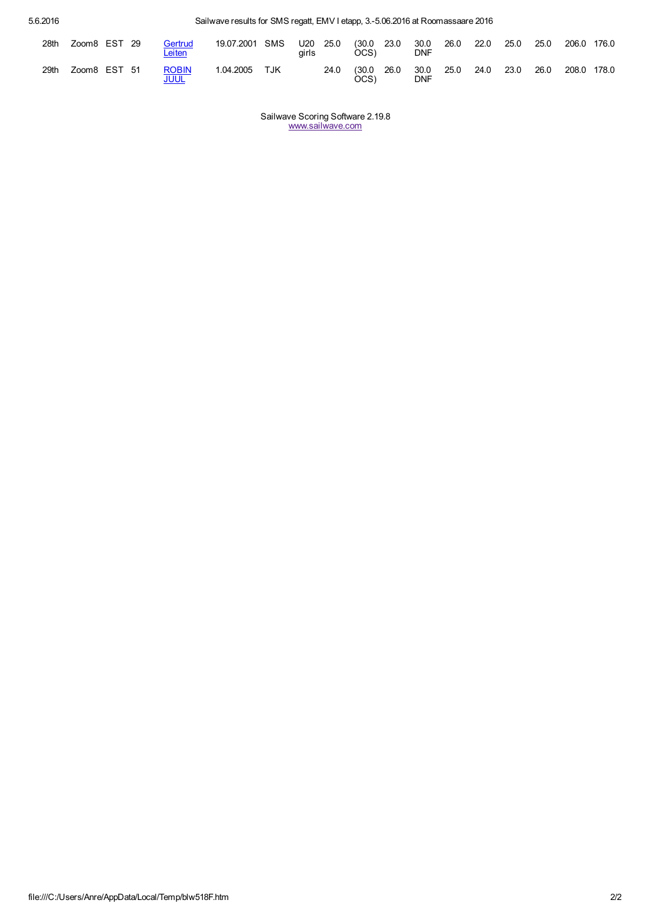| | | | | | | | | | | | | | | | | | | |
|---|---|---|---|---|---|---|---|---|---|---|---|---|---|---|---|---|---|---|
| 28th | Zoom8 | EST | 29 | Gertrud Leiten | 19.07.2001 | SMS | U20 girls | 25.0 | (30.0 OCS) | 23.0 | 30.0 DNF | 26.0 | 22.0 | 25.0 | 25.0 | 206.0 | 176.0 |
| 29th | Zoom8 | EST | 51 | ROBIN JUUL | 1.04.2005 | TJK | | 24.0 | (30.0 OCS) | 26.0 | 30.0 DNF | 25.0 | 24.0 | 23.0 | 26.0 | 208.0 | 178.0 |

Sailwave Scoring Software 2.19.8
www.sailwave.com